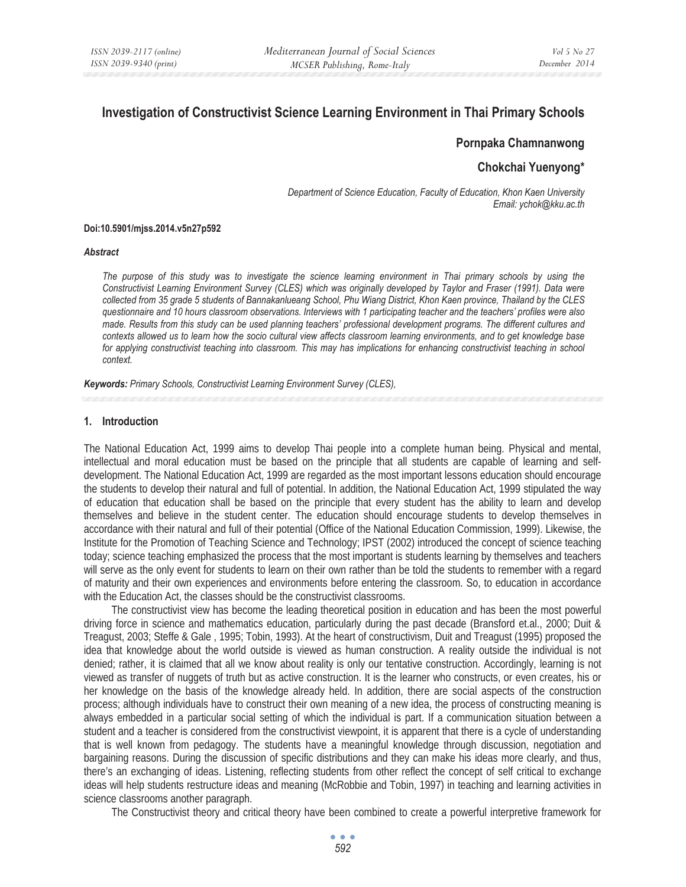# Investigation of Constructivist Science Learning Environment in Thai Primary Schools

**Pornpaka Chamnanwong**

**Chokchai Yuenyong***

*Department of Science Education, Faculty of Education, Khon Kaen University*
*Email: ychok@kku.ac.th*

**Doi:10.5901/mjss.2014.v5n27p592**

***Abstract***

*The purpose of this study was to investigate the science learning environment in Thai primary schools by using the Constructivist Learning Environment Survey (CLES) which was originally developed by Taylor and Fraser (1991). Data were collected from 35 grade 5 students of Bannakanlueang School, Phu Wiang District, Khon Kaen province, Thailand by the CLES questionnaire and 10 hours classroom observations. Interviews with 1 participating teacher and the teachers' profiles were also made. Results from this study can be used planning teachers' professional development programs. The different cultures and contexts allowed us to learn how the socio cultural view affects classroom learning environments, and to get knowledge base for applying constructivist teaching into classroom. This may has implications for enhancing constructivist teaching in school context.*

***Keywords:*** *Primary Schools, Constructivist Learning Environment Survey (CLES),*

## 1. Introduction

The National Education Act, 1999 aims to develop Thai people into a complete human being. Physical and mental, intellectual and moral education must be based on the principle that all students are capable of learning and self-development. The National Education Act, 1999 are regarded as the most important lessons education should encourage the students to develop their natural and full of potential. In addition, the National Education Act, 1999 stipulated the way of education that education shall be based on the principle that every student has the ability to learn and develop themselves and believe in the student center. The education should encourage students to develop themselves in accordance with their natural and full of their potential (Office of the National Education Commission, 1999). Likewise, the Institute for the Promotion of Teaching Science and Technology; IPST (2002) introduced the concept of science teaching today; science teaching emphasized the process that the most important is students learning by themselves and teachers will serve as the only event for students to learn on their own rather than be told the students to remember with a regard of maturity and their own experiences and environments before entering the classroom. So, to education in accordance with the Education Act, the classes should be the constructivist classrooms.

The constructivist view has become the leading theoretical position in education and has been the most powerful driving force in science and mathematics education, particularly during the past decade (Bransford et.al., 2000; Duit & Treagust, 2003; Steffe & Gale , 1995; Tobin, 1993). At the heart of constructivism, Duit and Treagust (1995) proposed the idea that knowledge about the world outside is viewed as human construction. A reality outside the individual is not denied; rather, it is claimed that all we know about reality is only our tentative construction. Accordingly, learning is not viewed as transfer of nuggets of truth but as active construction. It is the learner who constructs, or even creates, his or her knowledge on the basis of the knowledge already held. In addition, there are social aspects of the construction process; although individuals have to construct their own meaning of a new idea, the process of constructing meaning is always embedded in a particular social setting of which the individual is part. If a communication situation between a student and a teacher is considered from the constructivist viewpoint, it is apparent that there is a cycle of understanding that is well known from pedagogy. The students have a meaningful knowledge through discussion, negotiation and bargaining reasons. During the discussion of specific distributions and they can make his ideas more clearly, and thus, there's an exchanging of ideas. Listening, reflecting students from other reflect the concept of self critical to exchange ideas will help students restructure ideas and meaning (McRobbie and Tobin, 1997) in teaching and learning activities in science classrooms another paragraph.

The Constructivist theory and critical theory have been combined to create a powerful interpretive framework for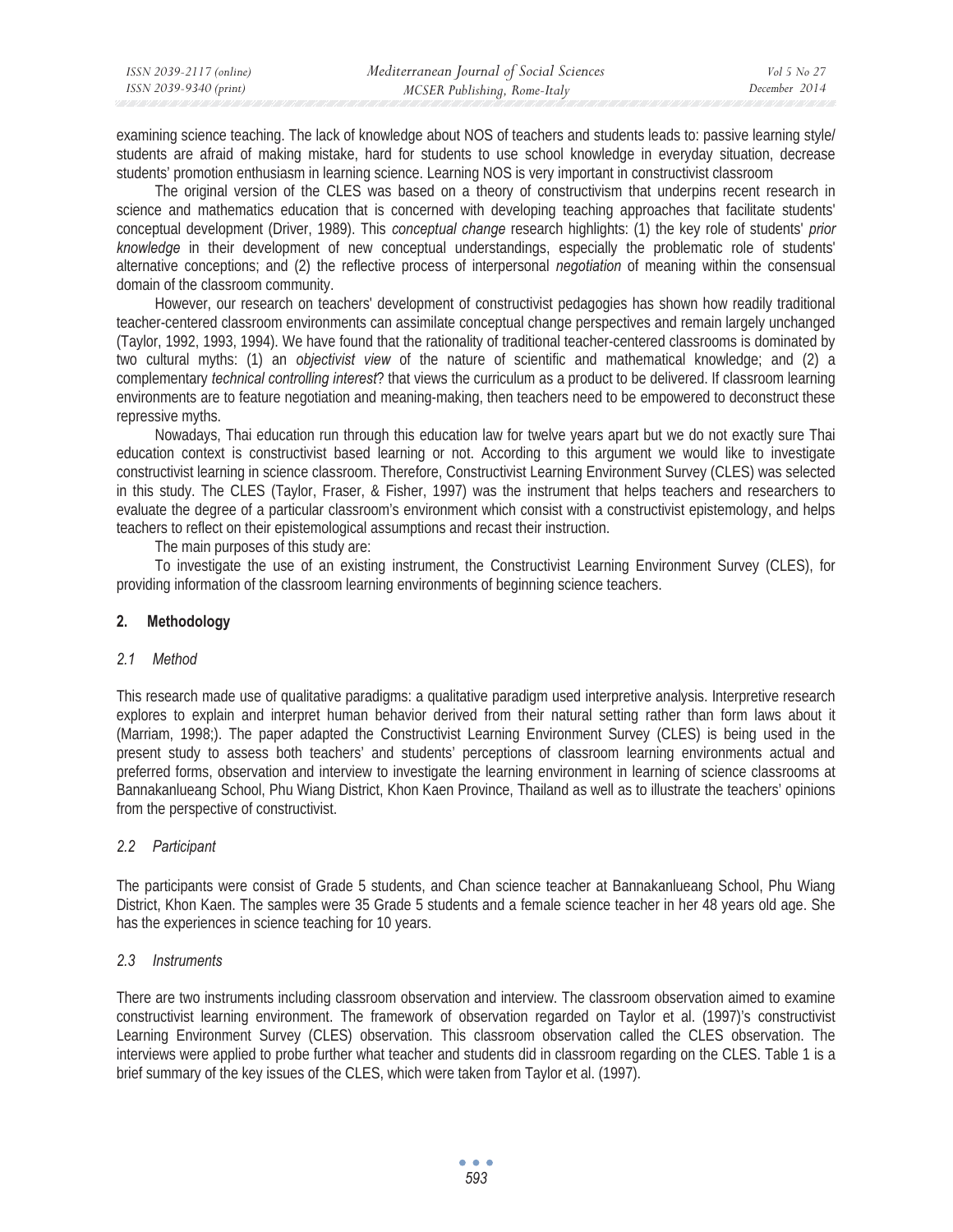examining science teaching. The lack of knowledge about NOS of teachers and students leads to: passive learning style/ students are afraid of making mistake, hard for students to use school knowledge in everyday situation, decrease students' promotion enthusiasm in learning science. Learning NOS is very important in constructivist classroom

The original version of the CLES was based on a theory of constructivism that underpins recent research in science and mathematics education that is concerned with developing teaching approaches that facilitate students' conceptual development (Driver, 1989). This *conceptual change* research highlights: (1) the key role of students' *prior knowledge* in their development of new conceptual understandings, especially the problematic role of students' alternative conceptions; and (2) the reflective process of interpersonal *negotiation* of meaning within the consensual domain of the classroom community.

However, our research on teachers' development of constructivist pedagogies has shown how readily traditional teacher-centered classroom environments can assimilate conceptual change perspectives and remain largely unchanged (Taylor, 1992, 1993, 1994). We have found that the rationality of traditional teacher-centered classrooms is dominated by two cultural myths: (1) an *objectivist view* of the nature of scientific and mathematical knowledge; and (2) a complementary *technical controlling interest*? that views the curriculum as a product to be delivered. If classroom learning environments are to feature negotiation and meaning-making, then teachers need to be empowered to deconstruct these repressive myths.

Nowadays, Thai education run through this education law for twelve years apart but we do not exactly sure Thai education context is constructivist based learning or not. According to this argument we would like to investigate constructivist learning in science classroom. Therefore, Constructivist Learning Environment Survey (CLES) was selected in this study. The CLES (Taylor, Fraser, & Fisher, 1997) was the instrument that helps teachers and researchers to evaluate the degree of a particular classroom's environment which consist with a constructivist epistemology, and helps teachers to reflect on their epistemological assumptions and recast their instruction.

The main purposes of this study are:

To investigate the use of an existing instrument, the Constructivist Learning Environment Survey (CLES), for providing information of the classroom learning environments of beginning science teachers.

## 2. Methodology

### *2.1 Method*

This research made use of qualitative paradigms: a qualitative paradigm used interpretive analysis. Interpretive research explores to explain and interpret human behavior derived from their natural setting rather than form laws about it (Marriam, 1998;). The paper adapted the Constructivist Learning Environment Survey (CLES) is being used in the present study to assess both teachers' and students' perceptions of classroom learning environments actual and preferred forms, observation and interview to investigate the learning environment in learning of science classrooms at Bannakanlueang School, Phu Wiang District, Khon Kaen Province, Thailand as well as to illustrate the teachers' opinions from the perspective of constructivist.

### *2.2 Participant*

The participants were consist of Grade 5 students, and Chan science teacher at Bannakanlueang School, Phu Wiang District, Khon Kaen. The samples were 35 Grade 5 students and a female science teacher in her 48 years old age. She has the experiences in science teaching for 10 years.

### *2.3 Instruments*

There are two instruments including classroom observation and interview. The classroom observation aimed to examine constructivist learning environment. The framework of observation regarded on Taylor et al. (1997)'s constructivist Learning Environment Survey (CLES) observation. This classroom observation called the CLES observation. The interviews were applied to probe further what teacher and students did in classroom regarding on the CLES. Table 1 is a brief summary of the key issues of the CLES, which were taken from Taylor et al. (1997).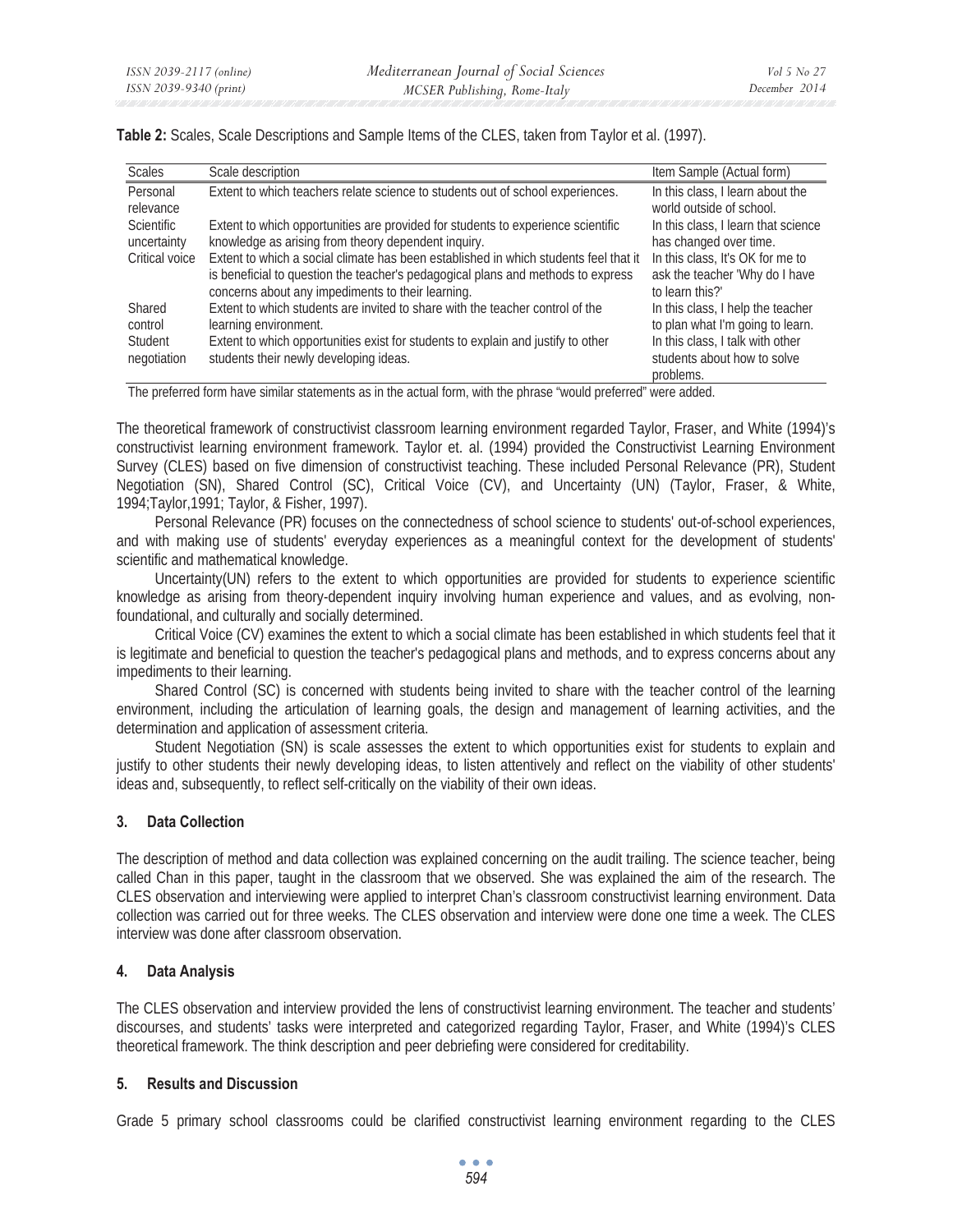**Table 2:** Scales, Scale Descriptions and Sample Items of the CLES, taken from Taylor et al. (1997).

| Scales | Scale description | Item Sample (Actual form) |
|---|---|---|
| Personal relevance | Extent to which teachers relate science to students out of school experiences. | In this class, I learn about the world outside of school. |
| Scientific uncertainty | Extent to which opportunities are provided for students to experience scientific knowledge as arising from theory dependent inquiry. | In this class, I learn that science has changed over time. |
| Critical voice | Extent to which a social climate has been established in which students feel that it is beneficial to question the teacher's pedagogical plans and methods to express concerns about any impediments to their learning. | In this class, It's OK for me to ask the teacher 'Why do I have to learn this?' |
| Shared control | Extent to which students are invited to share with the teacher control of the learning environment. | In this class, I help the teacher to plan what I'm going to learn. |
| Student negotiation | Extent to which opportunities exist for students to explain and justify to other students their newly developing ideas. | In this class, I talk with other students about how to solve problems. |

The preferred form have similar statements as in the actual form, with the phrase "would preferred" were added.

The theoretical framework of constructivist classroom learning environment regarded Taylor, Fraser, and White (1994)'s constructivist learning environment framework. Taylor et. al. (1994) provided the Constructivist Learning Environment Survey (CLES) based on five dimension of constructivist teaching. These included Personal Relevance (PR), Student Negotiation (SN), Shared Control (SC), Critical Voice (CV), and Uncertainty (UN) (Taylor, Fraser, & White, 1994;Taylor,1991; Taylor, & Fisher, 1997).

Personal Relevance (PR) focuses on the connectedness of school science to students' out-of-school experiences, and with making use of students' everyday experiences as a meaningful context for the development of students' scientific and mathematical knowledge.

Uncertainty(UN) refers to the extent to which opportunities are provided for students to experience scientific knowledge as arising from theory-dependent inquiry involving human experience and values, and as evolving, non-foundational, and culturally and socially determined.

Critical Voice (CV) examines the extent to which a social climate has been established in which students feel that it is legitimate and beneficial to question the teacher's pedagogical plans and methods, and to express concerns about any impediments to their learning.

Shared Control (SC) is concerned with students being invited to share with the teacher control of the learning environment, including the articulation of learning goals, the design and management of learning activities, and the determination and application of assessment criteria.

Student Negotiation (SN) is scale assesses the extent to which opportunities exist for students to explain and justify to other students their newly developing ideas, to listen attentively and reflect on the viability of other students' ideas and, subsequently, to reflect self-critically on the viability of their own ideas.

## 3. Data Collection

The description of method and data collection was explained concerning on the audit trailing. The science teacher, being called Chan in this paper, taught in the classroom that we observed. She was explained the aim of the research. The CLES observation and interviewing were applied to interpret Chan's classroom constructivist learning environment. Data collection was carried out for three weeks. The CLES observation and interview were done one time a week. The CLES interview was done after classroom observation.

## 4. Data Analysis

The CLES observation and interview provided the lens of constructivist learning environment. The teacher and students' discourses, and students' tasks were interpreted and categorized regarding Taylor, Fraser, and White (1994)'s CLES theoretical framework. The think description and peer debriefing were considered for creditability.

## 5. Results and Discussion

Grade 5 primary school classrooms could be clarified constructivist learning environment regarding to the CLES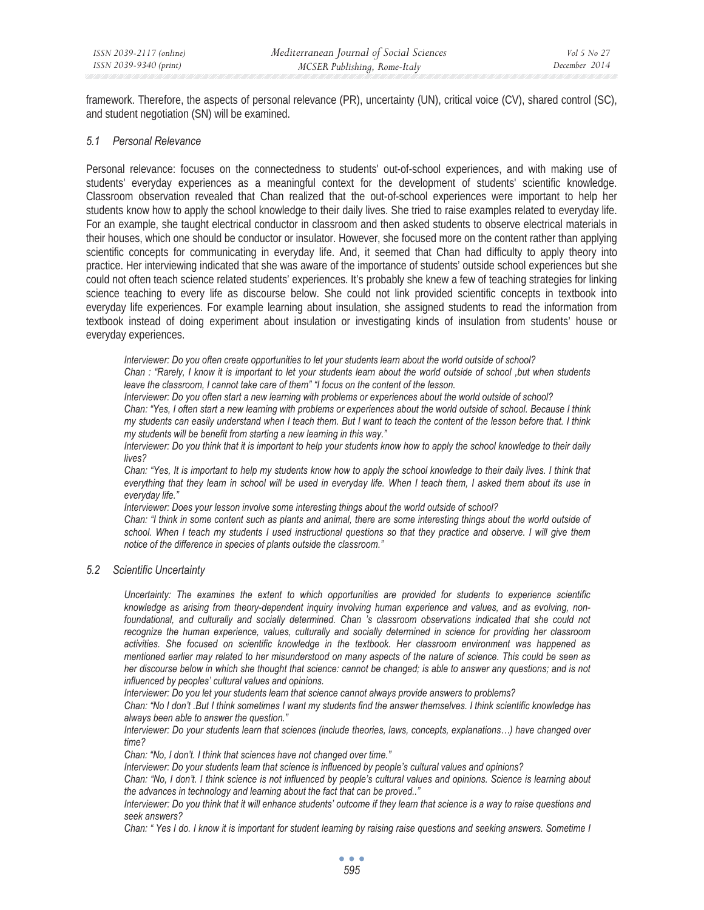framework. Therefore, the aspects of personal relevance (PR), uncertainty (UN), critical voice (CV), shared control (SC), and student negotiation (SN) will be examined.

### 5.1 Personal Relevance

Personal relevance: focuses on the connectedness to students' out-of-school experiences, and with making use of students' everyday experiences as a meaningful context for the development of students' scientific knowledge. Classroom observation revealed that Chan realized that the out-of-school experiences were important to help her students know how to apply the school knowledge to their daily lives. She tried to raise examples related to everyday life. For an example, she taught electrical conductor in classroom and then asked students to observe electrical materials in their houses, which one should be conductor or insulator. However, she focused more on the content rather than applying scientific concepts for communicating in everyday life. And, it seemed that Chan had difficulty to apply theory into practice. Her interviewing indicated that she was aware of the importance of students' outside school experiences but she could not often teach science related students' experiences. It's probably she knew a few of teaching strategies for linking science teaching to every life as discourse below. She could not link provided scientific concepts in textbook into everyday life experiences. For example learning about insulation, she assigned students to read the information from textbook instead of doing experiment about insulation or investigating kinds of insulation from students' house or everyday experiences.

*Interviewer: Do you often create opportunities to let your students learn about the world outside of school?*
*Chan : "Rarely, I know it is important to let your students learn about the world outside of school ,but when students leave the classroom, I cannot take care of them" "I focus on the content of the lesson.*
*Interviewer: Do you often start a new learning with problems or experiences about the world outside of school?*
*Chan: "Yes, I often start a new learning with problems or experiences about the world outside of school. Because I think my students can easily understand when I teach them. But I want to teach the content of the lesson before that. I think my students will be benefit from starting a new learning in this way."*
*Interviewer: Do you think that it is important to help your students know how to apply the school knowledge to their daily lives?*
*Chan: "Yes, It is important to help my students know how to apply the school knowledge to their daily lives. I think that everything that they learn in school will be used in everyday life. When I teach them, I asked them about its use in everyday life."*
*Interviewer: Does your lesson involve some interesting things about the world outside of school?*
*Chan: "I think in some content such as plants and animal, there are some interesting things about the world outside of school. When I teach my students I used instructional questions so that they practice and observe. I will give them notice of the difference in species of plants outside the classroom."*

### 5.2 Scientific Uncertainty

*Uncertainty: The examines the extent to which opportunities are provided for students to experience scientific knowledge as arising from theory-dependent inquiry involving human experience and values, and as evolving, non-foundational, and culturally and socially determined. Chan 's classroom observations indicated that she could not recognize the human experience, values, culturally and socially determined in science for providing her classroom activities. She focused on scientific knowledge in the textbook. Her classroom environment was happened as mentioned earlier may related to her misunderstood on many aspects of the nature of science. This could be seen as her discourse below in which she thought that science: cannot be changed; is able to answer any questions; and is not influenced by peoples' cultural values and opinions.*
*Interviewer: Do you let your students learn that science cannot always provide answers to problems?*
*Chan: "No I don't .But I think sometimes I want my students find the answer themselves. I think scientific knowledge has always been able to answer the question."*
*Interviewer: Do your students learn that sciences (include theories, laws, concepts, explanations…) have changed over time?*
*Chan: "No, I don't. I think that sciences have not changed over time."*
*Interviewer: Do your students learn that science is influenced by people's cultural values and opinions?*
*Chan: "No, I don't. I think science is not influenced by people's cultural values and opinions. Science is learning about the advances in technology and learning about the fact that can be proved.."*
*Interviewer: Do you think that it will enhance students' outcome if they learn that science is a way to raise questions and seek answers?*
*Chan: " Yes I do. I know it is important for student learning by raising raise questions and seeking answers. Sometime I*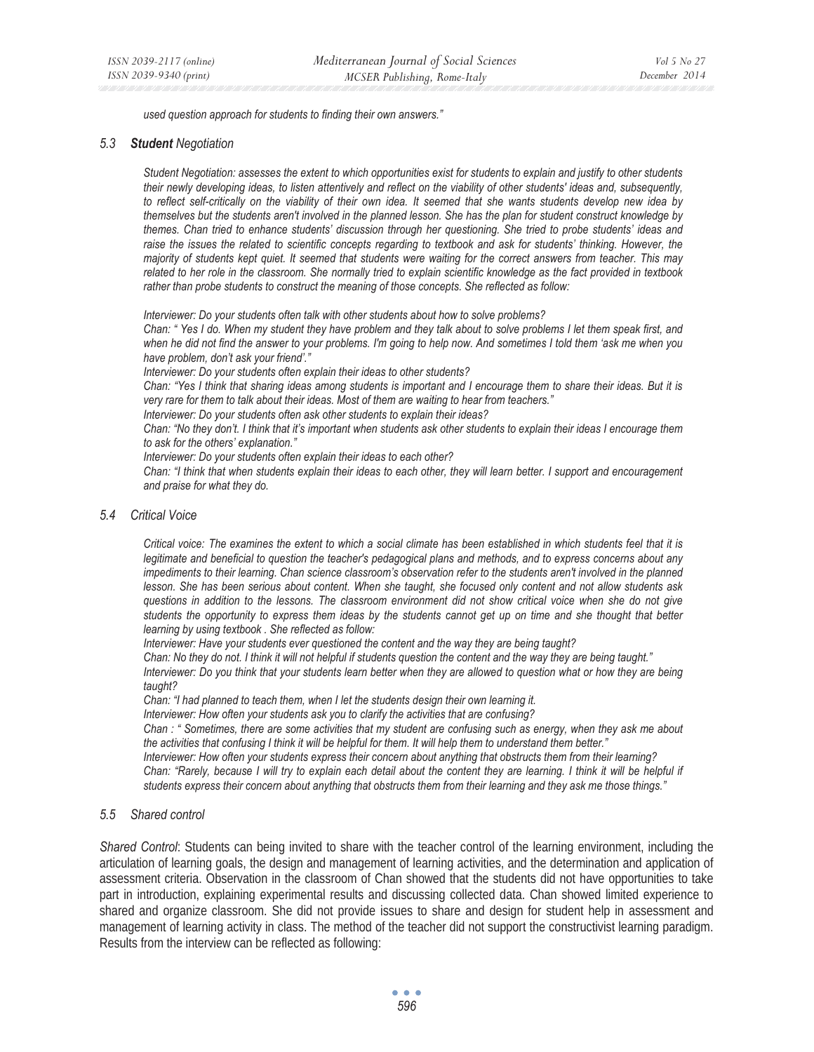*used question approach for students to finding their own answers."*

### 5.3 ***Student** Negotiation*

*Student Negotiation: assesses the extent to which opportunities exist for students to explain and justify to other students their newly developing ideas, to listen attentively and reflect on the viability of other students' ideas and, subsequently, to reflect self-critically on the viability of their own idea. It seemed that she wants students develop new idea by themselves but the students aren't involved in the planned lesson. She has the plan for student construct knowledge by themes. Chan tried to enhance students' discussion through her questioning. She tried to probe students' ideas and raise the issues the related to scientific concepts regarding to textbook and ask for students' thinking. However, the majority of students kept quiet. It seemed that students were waiting for the correct answers from teacher. This may related to her role in the classroom. She normally tried to explain scientific knowledge as the fact provided in textbook rather than probe students to construct the meaning of those concepts. She reflected as follow:*

*Interviewer: Do your students often talk with other students about how to solve problems?*
*Chan: " Yes I do. When my student they have problem and they talk about to solve problems I let them speak first, and when he did not find the answer to your problems. I'm going to help now. And sometimes I told them 'ask me when you have problem, don't ask your friend'."*
*Interviewer: Do your students often explain their ideas to other students?*
*Chan: "Yes I think that sharing ideas among students is important and I encourage them to share their ideas. But it is very rare for them to talk about their ideas. Most of them are waiting to hear from teachers."*
*Interviewer: Do your students often ask other students to explain their ideas?*
*Chan: "No they don't. I think that it's important when students ask other students to explain their ideas I encourage them to ask for the others' explanation."*
*Interviewer: Do your students often explain their ideas to each other?*
*Chan: "I think that when students explain their ideas to each other, they will learn better. I support and encouragement and praise for what they do.*

### 5.4 *Critical Voice*

*Critical voice: The examines the extent to which a social climate has been established in which students feel that it is legitimate and beneficial to question the teacher's pedagogical plans and methods, and to express concerns about any impediments to their learning. Chan science classroom's observation refer to the students aren't involved in the planned lesson. She has been serious about content. When she taught, she focused only content and not allow students ask questions in addition to the lessons. The classroom environment did not show critical voice when she do not give students the opportunity to express them ideas by the students cannot get up on time and she thought that better learning by using textbook . She reflected as follow:*
*Interviewer: Have your students ever questioned the content and the way they are being taught?*
*Chan: No they do not. I think it will not helpful if students question the content and the way they are being taught."*
*Interviewer: Do you think that your students learn better when they are allowed to question what or how they are being taught?*
*Chan: "I had planned to teach them, when I let the students design their own learning it.*
*Interviewer: How often your students ask you to clarify the activities that are confusing?*
*Chan : " Sometimes, there are some activities that my student are confusing such as energy, when they ask me about the activities that confusing I think it will be helpful for them. It will help them to understand them better."*
*Interviewer: How often your students express their concern about anything that obstructs them from their learning?*
*Chan: "Rarely, because I will try to explain each detail about the content they are learning. I think it will be helpful if students express their concern about anything that obstructs them from their learning and they ask me those things."*

### 5.5 *Shared control*

*Shared Control*: Students can being invited to share with the teacher control of the learning environment, including the articulation of learning goals, the design and management of learning activities, and the determination and application of assessment criteria. Observation in the classroom of Chan showed that the students did not have opportunities to take part in introduction, explaining experimental results and discussing collected data. Chan showed limited experience to shared and organize classroom. She did not provide issues to share and design for student help in assessment and management of learning activity in class. The method of the teacher did not support the constructivist learning paradigm. Results from the interview can be reflected as following: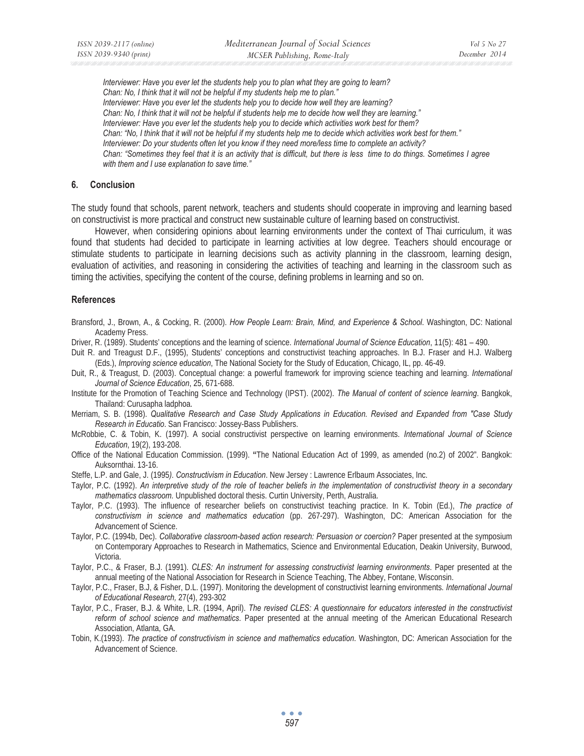*Interviewer: Have you ever let the students help you to plan what they are going to learn?*
*Chan: No, I think that it will not be helpful if my students help me to plan."*
*Interviewer: Have you ever let the students help you to decide how well they are learning?*
*Chan: No, I think that it will not be helpful if students help me to decide how well they are learning."*
*Interviewer: Have you ever let the students help you to decide which activities work best for them?*
*Chan: "No, I think that it will not be helpful if my students help me to decide which activities work best for them."*
*Interviewer: Do your students often let you know if they need more/less time to complete an activity?*
*Chan: "Sometimes they feel that it is an activity that is difficult, but there is less time to do things. Sometimes I agree with them and I use explanation to save time."*

## 6. Conclusion

The study found that schools, parent network, teachers and students should cooperate in improving and learning based on constructivist is more practical and construct new sustainable culture of learning based on constructivist.

However, when considering opinions about learning environments under the context of Thai curriculum, it was found that students had decided to participate in learning activities at low degree. Teachers should encourage or stimulate students to participate in learning decisions such as activity planning in the classroom, learning design, evaluation of activities, and reasoning in considering the activities of teaching and learning in the classroom such as timing the activities, specifying the content of the course, defining problems in learning and so on.

## References

Bransford, J., Brown, A., & Cocking, R. (2000). *How People Learn: Brain, Mind, and Experience & School*. Washington, DC: National Academy Press.

Driver, R. (1989). Students' conceptions and the learning of science. *International Journal of Science Education*, 11(5): 481 – 490.

Duit R. and Treagust D.F., (1995), Students' conceptions and constructivist teaching approaches. In B.J. Fraser and H.J. Walberg (Eds.), *Improving science education*, The National Society for the Study of Education, Chicago, IL, pp. 46-49.

Duit, R., & Treagust, D. (2003). Conceptual change: a powerful framework for improving science teaching and learning. *International Journal of Science Education*, 25, 671-688.

Institute for the Promotion of Teaching Science and Technology (IPST). (2002). *The Manual of content of science learning*. Bangkok, Thailand: Curusapha ladphoa.

Merriam, S. B. (1998). *Qualitative Research and Case Study Applications in Education. Revised and Expanded from "Case Study Research in Educatio*. San Francisco: Jossey-Bass Publishers.

McRobbie, C. & Tobin, K. (1997). A social constructivist perspective on learning environments. *International Journal of Science Education*, 19(2), 193-208.

Office of the National Education Commission. (1999). **"**The National Education Act of 1999, as amended (no.2) of 2002". Bangkok: Auksornthai. 13-16.

Steffe, L.P. and Gale, J. (1995*). Constructivism in Education*. New Jersey : Lawrence Erlbaum Associates, Inc.

Taylor, P.C. (1992). *An interpretive study of the role of teacher beliefs in the implementation of constructivist theory in a secondary mathematics classroom.* Unpublished doctoral thesis. Curtin University, Perth, Australia.

Taylor, P.C. (1993). The influence of researcher beliefs on constructivist teaching practice. In K. Tobin (Ed.), *The practice of constructivism in science and mathematics education* (pp. 267-297). Washington, DC: American Association for the Advancement of Science.

Taylor, P.C. (1994b, Dec). *Collaborative classroom-based action research: Persuasion or coercion?* Paper presented at the symposium on Contemporary Approaches to Research in Mathematics, Science and Environmental Education, Deakin University, Burwood, Victoria.

Taylor, P.C., & Fraser, B.J. (1991). *CLES: An instrument for assessing constructivist learning environments*. Paper presented at the annual meeting of the National Association for Research in Science Teaching, The Abbey, Fontane, Wisconsin.

Taylor, P.C., Fraser, B.J, & Fisher, D.L. (1997). Monitoring the development of constructivist learning environments. *International Journal of Educational Research*, 27(4), 293-302

Taylor, P.C., Fraser, B.J. & White, L.R. (1994, April). *The revised CLES: A questionnaire for educators interested in the constructivist reform of school science and mathematics*. Paper presented at the annual meeting of the American Educational Research Association, Atlanta, GA.

Tobin, K.(1993). *The practice of constructivism in science and mathematics education*. Washington, DC: American Association for the Advancement of Science.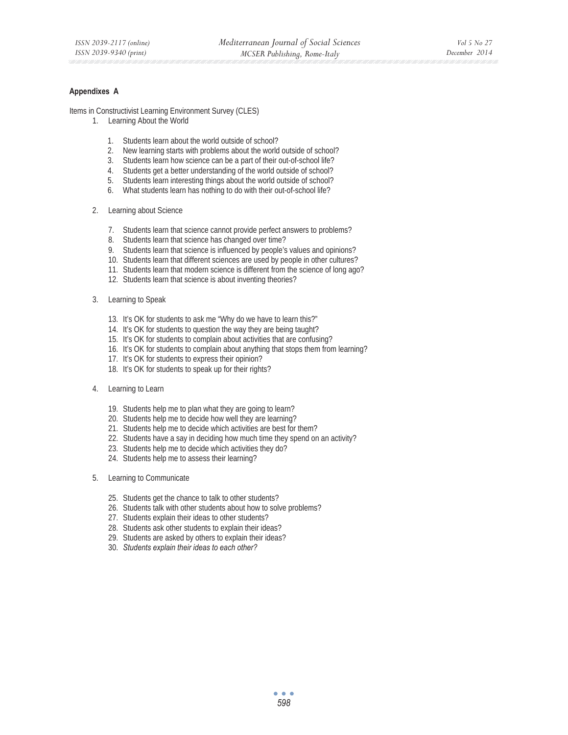**Appendixes A**

Items in Constructivist Learning Environment Survey (CLES)

1. Learning About the World

    1. Students learn about the world outside of school?
    2. New learning starts with problems about the world outside of school?
    3. Students learn how science can be a part of their out-of-school life?
    4. Students get a better understanding of the world outside of school?
    5. Students learn interesting things about the world outside of school?
    6. What students learn has nothing to do with their out-of-school life?

2. Learning about Science

    7. Students learn that science cannot provide perfect answers to problems?
    8. Students learn that science has changed over time?
    9. Students learn that science is influenced by people's values and opinions?
    10. Students learn that different sciences are used by people in other cultures?
    11. Students learn that modern science is different from the science of long ago?
    12. Students learn that science is about inventing theories?

3. Learning to Speak

    13. It's OK for students to ask me "Why do we have to learn this?"
    14. It's OK for students to question the way they are being taught?
    15. It's OK for students to complain about activities that are confusing?
    16. It's OK for students to complain about anything that stops them from learning?
    17. It's OK for students to express their opinion?
    18. It's OK for students to speak up for their rights?

4. Learning to Learn

    19. Students help me to plan what they are going to learn?
    20. Students help me to decide how well they are learning?
    21. Students help me to decide which activities are best for them?
    22. Students have a say in deciding how much time they spend on an activity?
    23. Students help me to decide which activities they do?
    24. Students help me to assess their learning?

5. Learning to Communicate

    25. Students get the chance to talk to other students?
    26. Students talk with other students about how to solve problems?
    27. Students explain their ideas to other students?
    28. Students ask other students to explain their ideas?
    29. Students are asked by others to explain their ideas?
    30. *Students explain their ideas to each other?*